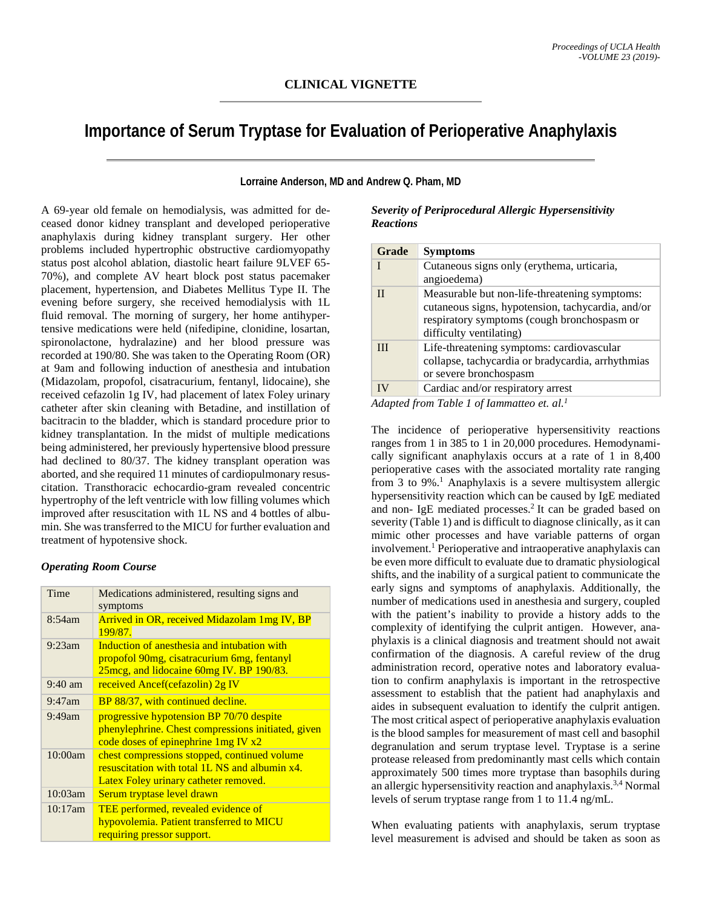**CLINICAL VIGNETTE**

# Importance of Serum Tryptase for Evaluation of Perioperative Anaphylaxis

**Lorraine Anderson, MD and Andrew Q. Pham, MD**

A 69-year old female on hemodialysis, was admitted for deceased donor kidney transplant and developed perioperative anaphylaxis during kidney transplant surgery. Her other problems included hypertrophic obstructive cardiomyopathy status post alcohol ablation, diastolic heart failure 9LVEF 65-70%), and complete AV heart block post status pacemaker placement, hypertension, and Diabetes Mellitus Type II. The evening before surgery, she received hemodialysis with 1L fluid removal. The morning of surgery, her home antihypertensive medications were held (nifedipine, clonidine, losartan, spironolactone, hydralazine) and her blood pressure was recorded at 190/80. She was taken to the Operating Room (OR) at 9am and following induction of anesthesia and intubation (Midazolam, propofol, cisatracurium, fentanyl, lidocaine), she received cefazolin 1g IV, had placement of latex Foley urinary catheter after skin cleaning with Betadine, and instillation of bacitracin to the bladder, which is standard procedure prior to kidney transplantation. In the midst of multiple medications being administered, her previously hypertensive blood pressure had declined to 80/37. The kidney transplant operation was aborted, and she required 11 minutes of cardiopulmonary resuscitation. Transthoracic echocardio-gram revealed concentric hypertrophy of the left ventricle with low filling volumes which improved after resuscitation with 1L NS and 4 bottles of albumin. She was transferred to the MICU for further evaluation and treatment of hypotensive shock.

### *Operating Room Course*

| Time | Medications administered, resulting signs and symptoms |
|---|---|
| 8:54am | Arrived in OR, received Midazolam 1mg IV, BP 199/87. |
| 9:23am | Induction of anesthesia and intubation with propofol 90mg, cisatracurium 6mg, fentanyl 25mcg, and lidocaine 60mg IV. BP 190/83. |
| 9:40 am | received Ancef(cefazolin) 2g IV |
| 9:47am | BP 88/37, with continued decline. |
| 9:49am | progressive hypotension BP 70/70 despite phenylephrine. Chest compressions initiated, given code doses of epinephrine 1mg IV x2 |
| 10:00am | chest compressions stopped, continued volume resuscitation with total 1L NS and albumin x4. Latex Foley urinary catheter removed. |
| 10:03am | Serum tryptase level drawn |
| 10:17am | TEE performed, revealed evidence of hypovolemia. Patient transferred to MICU requiring pressor support. |

### *Severity of Periprocedural Allergic Hypersensitivity Reactions*

| Grade | Symptoms |
|---|---|
| I | Cutaneous signs only (erythema, urticaria, angioedema) |
| II | Measurable but non-life-threatening symptoms: cutaneous signs, hypotension, tachycardia, and/or respiratory symptoms (cough bronchospasm or difficulty ventilating) |
| III | Life-threatening symptoms: cardiovascular collapse, tachycardia or bradycardia, arrhythmias or severe bronchospasm |
| IV | Cardiac and/or respiratory arrest |

*Adapted from Table 1 of Iammatteo et. al.[1]*

The incidence of perioperative hypersensitivity reactions ranges from 1 in 385 to 1 in 20,000 procedures. Hemodynamically significant anaphylaxis occurs at a rate of 1 in 8,400 perioperative cases with the associated mortality rate ranging from 3 to 9%.[1] Anaphylaxis is a severe multisystem allergic hypersensitivity reaction which can be caused by IgE mediated and non- IgE mediated processes.[2] It can be graded based on severity (Table 1) and is difficult to diagnose clinically, as it can mimic other processes and have variable patterns of organ involvement.[1] Perioperative and intraoperative anaphylaxis can be even more difficult to evaluate due to dramatic physiological shifts, and the inability of a surgical patient to communicate the early signs and symptoms of anaphylaxis. Additionally, the number of medications used in anesthesia and surgery, coupled with the patient's inability to provide a history adds to the complexity of identifying the culprit antigen. However, anaphylaxis is a clinical diagnosis and treatment should not await confirmation of the diagnosis. A careful review of the drug administration record, operative notes and laboratory evaluation to confirm anaphylaxis is important in the retrospective assessment to establish that the patient had anaphylaxis and aides in subsequent evaluation to identify the culprit antigen. The most critical aspect of perioperative anaphylaxis evaluation is the blood samples for measurement of mast cell and basophil degranulation and serum tryptase level. Tryptase is a serine protease released from predominantly mast cells which contain approximately 500 times more tryptase than basophils during an allergic hypersensitivity reaction and anaphylaxis.[3,4] Normal levels of serum tryptase range from 1 to 11.4 ng/mL.

When evaluating patients with anaphylaxis, serum tryptase level measurement is advised and should be taken as soon as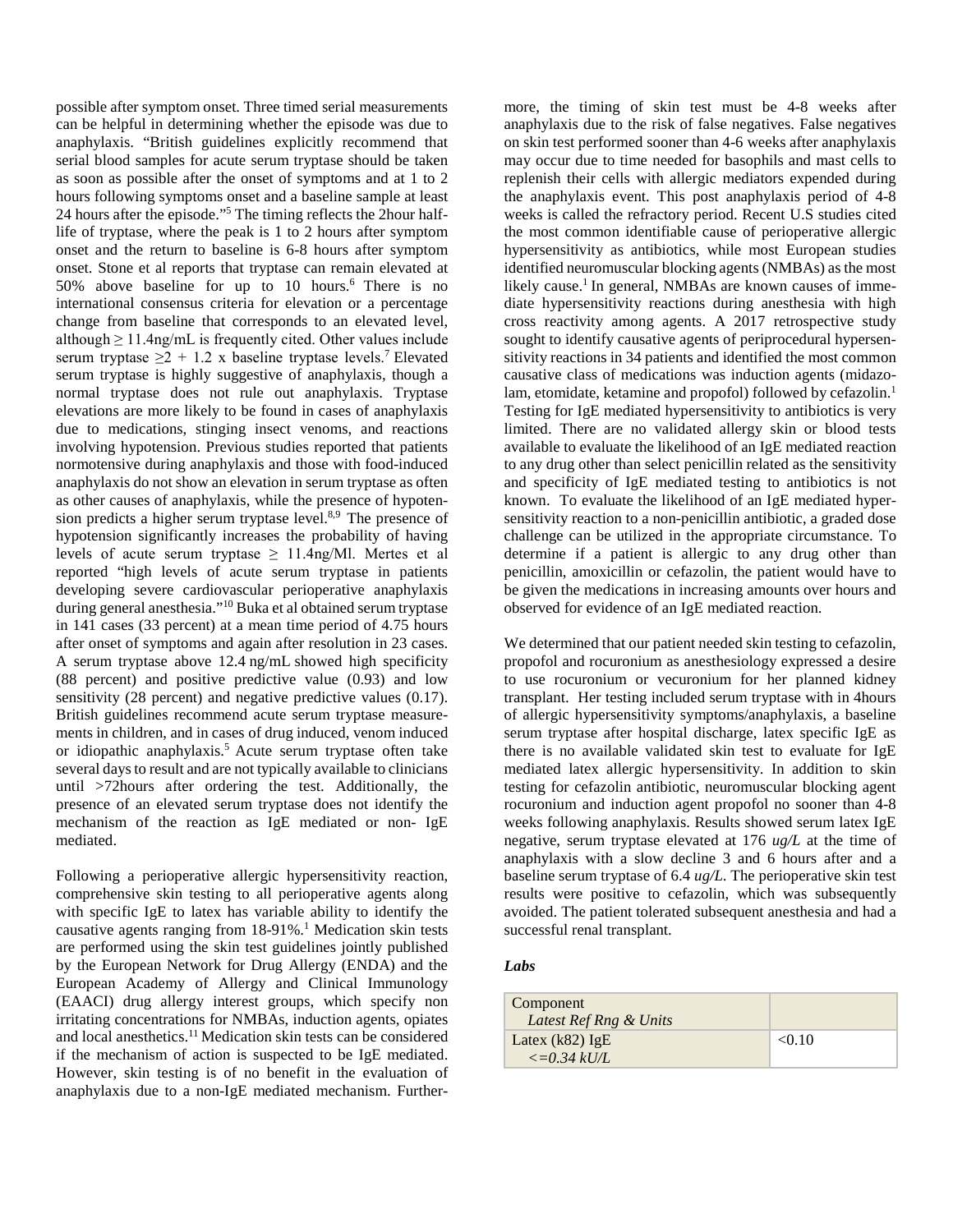possible after symptom onset. Three timed serial measurements can be helpful in determining whether the episode was due to anaphylaxis. "British guidelines explicitly recommend that serial blood samples for acute serum tryptase should be taken as soon as possible after the onset of symptoms and at 1 to 2 hours following symptoms onset and a baseline sample at least 24 hours after the episode."[5] The timing reflects the 2hour half-life of tryptase, where the peak is 1 to 2 hours after symptom onset and the return to baseline is 6-8 hours after symptom onset. Stone et al reports that tryptase can remain elevated at 50% above baseline for up to 10 hours.[6] There is no international consensus criteria for elevation or a percentage change from baseline that corresponds to an elevated level, although ≥ 11.4ng/mL is frequently cited. Other values include serum tryptase ≥2 + 1.2 x baseline tryptase levels.[7] Elevated serum tryptase is highly suggestive of anaphylaxis, though a normal tryptase does not rule out anaphylaxis. Tryptase elevations are more likely to be found in cases of anaphylaxis due to medications, stinging insect venoms, and reactions involving hypotension. Previous studies reported that patients normotensive during anaphylaxis and those with food-induced anaphylaxis do not show an elevation in serum tryptase as often as other causes of anaphylaxis, while the presence of hypotension predicts a higher serum tryptase level.[8,9] The presence of hypotension significantly increases the probability of having levels of acute serum tryptase ≥ 11.4ng/Ml. Mertes et al reported "high levels of acute serum tryptase in patients developing severe cardiovascular perioperative anaphylaxis during general anesthesia."[10] Buka et al obtained serum tryptase in 141 cases (33 percent) at a mean time period of 4.75 hours after onset of symptoms and again after resolution in 23 cases. A serum tryptase above 12.4 ng/mL showed high specificity (88 percent) and positive predictive value (0.93) and low sensitivity (28 percent) and negative predictive values (0.17). British guidelines recommend acute serum tryptase measurements in children, and in cases of drug induced, venom induced or idiopathic anaphylaxis.[5] Acute serum tryptase often take several days to result and are not typically available to clinicians until >72hours after ordering the test. Additionally, the presence of an elevated serum tryptase does not identify the mechanism of the reaction as IgE mediated or non- IgE mediated.

Following a perioperative allergic hypersensitivity reaction, comprehensive skin testing to all perioperative agents along with specific IgE to latex has variable ability to identify the causative agents ranging from 18-91%.[1] Medication skin tests are performed using the skin test guidelines jointly published by the European Network for Drug Allergy (ENDA) and the European Academy of Allergy and Clinical Immunology (EAACI) drug allergy interest groups, which specify non irritating concentrations for NMBAs, induction agents, opiates and local anesthetics.[11] Medication skin tests can be considered if the mechanism of action is suspected to be IgE mediated. However, skin testing is of no benefit in the evaluation of anaphylaxis due to a non-IgE mediated mechanism. Furthermore, the timing of skin test must be 4-8 weeks after anaphylaxis due to the risk of false negatives. False negatives on skin test performed sooner than 4-6 weeks after anaphylaxis may occur due to time needed for basophils and mast cells to replenish their cells with allergic mediators expended during the anaphylaxis event. This post anaphylaxis period of 4-8 weeks is called the refractory period. Recent U.S studies cited the most common identifiable cause of perioperative allergic hypersensitivity as antibiotics, while most European studies identified neuromuscular blocking agents (NMBAs) as the most likely cause.[1] In general, NMBAs are known causes of immediate hypersensitivity reactions during anesthesia with high cross reactivity among agents. A 2017 retrospective study sought to identify causative agents of periprocedural hypersensitivity reactions in 34 patients and identified the most common causative class of medications was induction agents (midazolam, etomidate, ketamine and propofol) followed by cefazolin.[1] Testing for IgE mediated hypersensitivity to antibiotics is very limited. There are no validated allergy skin or blood tests available to evaluate the likelihood of an IgE mediated reaction to any drug other than select penicillin related as the sensitivity and specificity of IgE mediated testing to antibiotics is not known. To evaluate the likelihood of an IgE mediated hypersensitivity reaction to a non-penicillin antibiotic, a graded dose challenge can be utilized in the appropriate circumstance. To determine if a patient is allergic to any drug other than penicillin, amoxicillin or cefazolin, the patient would have to be given the medications in increasing amounts over hours and observed for evidence of an IgE mediated reaction.

We determined that our patient needed skin testing to cefazolin, propofol and rocuronium as anesthesiology expressed a desire to use rocuronium or vecuronium for her planned kidney transplant. Her testing included serum tryptase with in 4hours of allergic hypersensitivity symptoms/anaphylaxis, a baseline serum tryptase after hospital discharge, latex specific IgE as there is no available validated skin test to evaluate for IgE mediated latex allergic hypersensitivity. In addition to skin testing for cefazolin antibiotic, neuromuscular blocking agent rocuronium and induction agent propofol no sooner than 4-8 weeks following anaphylaxis. Results showed serum latex IgE negative, serum tryptase elevated at 176 *ug/L* at the time of anaphylaxis with a slow decline 3 and 6 hours after and a baseline serum tryptase of 6.4 *ug/L*. The perioperative skin test results were positive to cefazolin, which was subsequently avoided. The patient tolerated subsequent anesthesia and had a successful renal transplant.

***Labs***

| Component<br>*Latest Ref Rng & Units* | |
|---|---|
| Latex (k82) IgE<br>*<=0.34 kU/L* | <0.10 |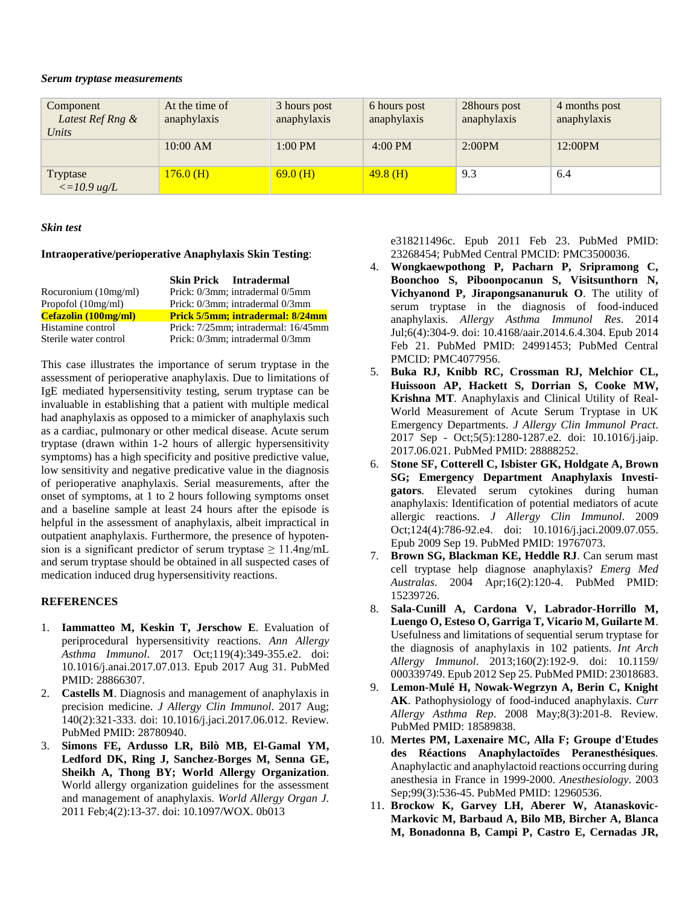*Serum tryptase measurements*

| Component *Latest Ref Rng & Units* | At the time of anaphylaxis | 3 hours post anaphylaxis | 6 hours post anaphylaxis | 28hours post anaphylaxis | 4 months post anaphylaxis |
|---|---|---|---|---|---|
| | 10:00 AM | 1:00 PM | 4:00 PM | 2:00PM | 12:00PM |
| Tryptase *<=10.9 ug/L* | 176.0 (H) | 69.0 (H) | 49.8 (H) | 9.3 | 6.4 |

*Skin test*

**Intraoperative/perioperative Anaphylaxis Skin Testing**:

| | Skin Prick Intradermal |
|---|---|
| Rocuronium (10mg/ml) | Prick: 0/3mm; intradermal 0/5mm |
| Propofol (10mg/ml) | Prick: 0/3mm; intradermal 0/3mm |
| **Cefazolin (100mg/ml)** | **Prick 5/5mm; intradermal: 8/24mm** |
| Histamine control | Prick: 7/25mm; intradermal: 16/45mm |
| Sterile water control | Prick: 0/3mm; intradermal 0/3mm |

This case illustrates the importance of serum tryptase in the assessment of perioperative anaphylaxis. Due to limitations of IgE mediated hypersensitivity testing, serum tryptase can be invaluable in establishing that a patient with multiple medical had anaphylaxis as opposed to a mimicker of anaphylaxis such as a cardiac, pulmonary or other medical disease. Acute serum tryptase (drawn within 1-2 hours of allergic hypersensitivity symptoms) has a high specificity and positive predictive value, low sensitivity and negative predicative value in the diagnosis of perioperative anaphylaxis. Serial measurements, after the onset of symptoms, at 1 to 2 hours following symptoms onset and a baseline sample at least 24 hours after the episode is helpful in the assessment of anaphylaxis, albeit impractical in outpatient anaphylaxis. Furthermore, the presence of hypotension is a significant predictor of serum tryptase ≥ 11.4ng/mL and serum tryptase should be obtained in all suspected cases of medication induced drug hypersensitivity reactions.

## REFERENCES

1. **Iammatteo M, Keskin T, Jerschow E**. Evaluation of periprocedural hypersensitivity reactions. *Ann Allergy Asthma Immunol*. 2017 Oct;119(4):349-355.e2. doi: 10.1016/j.anai.2017.07.013. Epub 2017 Aug 31. PubMed PMID: 28866307.
2. **Castells M**. Diagnosis and management of anaphylaxis in precision medicine. *J Allergy Clin Immunol*. 2017 Aug; 140(2):321-333. doi: 10.1016/j.jaci.2017.06.012. Review. PubMed PMID: 28780940.
3. **Simons FE, Ardusso LR, Bilò MB, El-Gamal YM, Ledford DK, Ring J, Sanchez-Borges M, Senna GE, Sheikh A, Thong BY; World Allergy Organization**. World allergy organization guidelines for the assessment and management of anaphylaxis. *World Allergy Organ J*. 2011 Feb;4(2):13-37. doi: 10.1097/WOX. 0b013 e318211496c. Epub 2011 Feb 23. PubMed PMID: 23268454; PubMed Central PMCID: PMC3500036.
4. **Wongkaewpothong P, Pacharn P, Sripramong C, Boonchoo S, Piboonpocanun S, Visitsunthorn N, Vichyanond P, Jirapongsananuruk O**. The utility of serum tryptase in the diagnosis of food-induced anaphylaxis. *Allergy Asthma Immunol Res*. 2014 Jul;6(4):304-9. doi: 10.4168/aair.2014.6.4.304. Epub 2014 Feb 21. PubMed PMID: 24991453; PubMed Central PMCID: PMC4077956.
5. **Buka RJ, Knibb RC, Crossman RJ, Melchior CL, Huissoon AP, Hackett S, Dorrian S, Cooke MW, Krishna MT**. Anaphylaxis and Clinical Utility of Real-World Measurement of Acute Serum Tryptase in UK Emergency Departments. *J Allergy Clin Immunol Pract*. 2017 Sep - Oct;5(5):1280-1287.e2. doi: 10.1016/j.jaip. 2017.06.021. PubMed PMID: 28888252.
6. **Stone SF, Cotterell C, Isbister GK, Holdgate A, Brown SG; Emergency Department Anaphylaxis Investigators**. Elevated serum cytokines during human anaphylaxis: Identification of potential mediators of acute allergic reactions. *J Allergy Clin Immunol*. 2009 Oct;124(4):786-92.e4. doi: 10.1016/j.jaci.2009.07.055. Epub 2009 Sep 19. PubMed PMID: 19767073.
7. **Brown SG, Blackman KE, Heddle RJ**. Can serum mast cell tryptase help diagnose anaphylaxis? *Emerg Med Australas*. 2004 Apr;16(2):120-4. PubMed PMID: 15239726.
8. **Sala-Cunill A, Cardona V, Labrador-Horrillo M, Luengo O, Esteso O, Garriga T, Vicario M, Guilarte M**. Usefulness and limitations of sequential serum tryptase for the diagnosis of anaphylaxis in 102 patients. *Int Arch Allergy Immunol*. 2013;160(2):192-9. doi: 10.1159/ 000339749. Epub 2012 Sep 25. PubMed PMID: 23018683.
9. **Lemon-Mulé H, Nowak-Wegrzyn A, Berin C, Knight AK**. Pathophysiology of food-induced anaphylaxis. *Curr Allergy Asthma Rep*. 2008 May;8(3):201-8. Review. PubMed PMID: 18589838.
10. **Mertes PM, Laxenaire MC, Alla F; Groupe d'Etudes des Réactions Anaphylactoïdes Peranesthésiques**. Anaphylactic and anaphylactoid reactions occurring during anesthesia in France in 1999-2000. *Anesthesiology*. 2003 Sep;99(3):536-45. PubMed PMID: 12960536.
11. **Brockow K, Garvey LH, Aberer W, Atanaskovic-Markovic M, Barbaud A, Bilo MB, Bircher A, Blanca M, Bonadonna B, Campi P, Castro E, Cernadas JR,**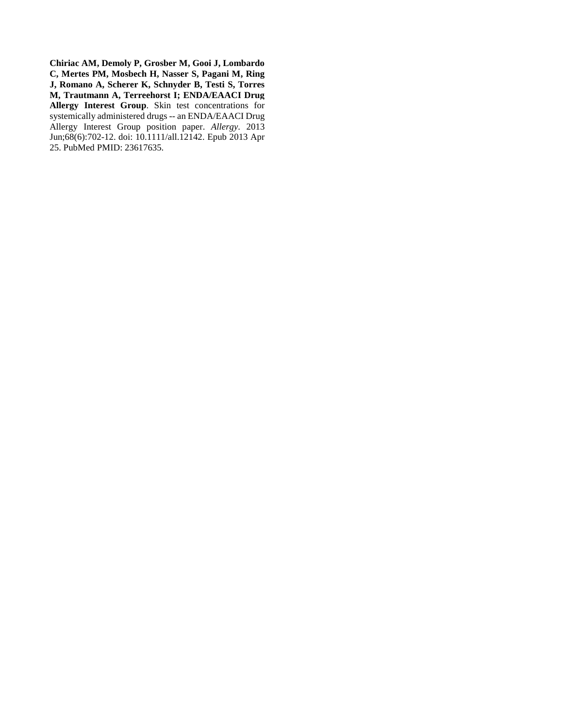**Chiriac AM, Demoly P, Grosber M, Gooi J, Lombardo C, Mertes PM, Mosbech H, Nasser S, Pagani M, Ring J, Romano A, Scherer K, Schnyder B, Testi S, Torres M, Trautmann A, Terreehorst I; ENDA/EAACI Drug Allergy Interest Group**. Skin test concentrations for systemically administered drugs -- an ENDA/EAACI Drug Allergy Interest Group position paper. *Allergy*. 2013 Jun;68(6):702-12. doi: 10.1111/all.12142. Epub 2013 Apr 25. PubMed PMID: 23617635.